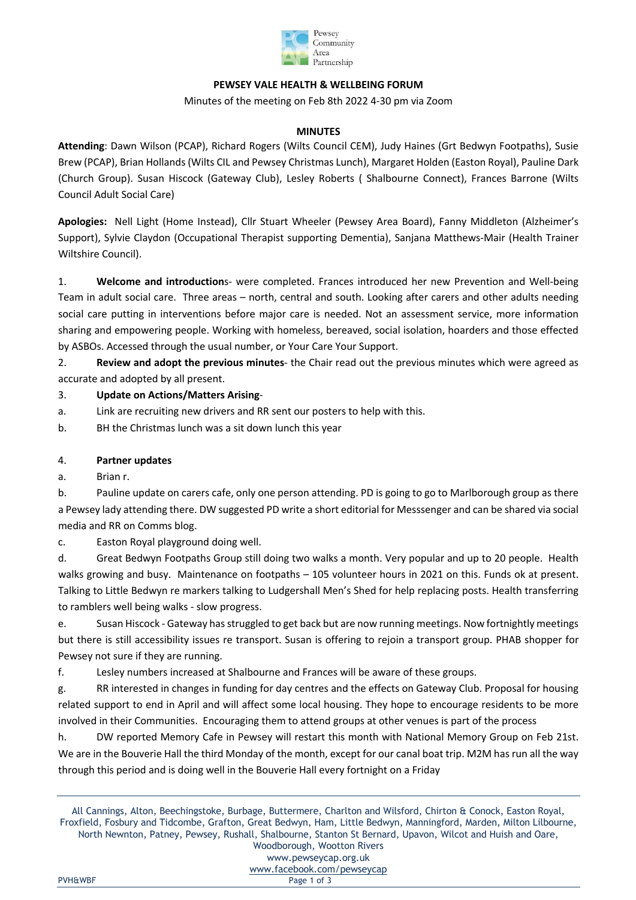**PEWSEY VALE HEALTH & WELLBEING FORUM**

Minutes of the meeting on Feb 8th 2022 4-30 pm via Zoom

**MINUTES**

**Attending**: Dawn Wilson (PCAP), Richard Rogers (Wilts Council CEM), Judy Haines (Grt Bedwyn Footpaths), Susie Brew (PCAP), Brian Hollands (Wilts CIL and Pewsey Christmas Lunch), Margaret Holden (Easton Royal), Pauline Dark (Church Group). Susan Hiscock (Gateway Club), Lesley Roberts ( Shalbourne Connect), Frances Barrone (Wilts Council Adult Social Care)

**Apologies:** Nell Light (Home Instead), Cllr Stuart Wheeler (Pewsey Area Board), Fanny Middleton (Alzheimer's Support), Sylvie Claydon (Occupational Therapist supporting Dementia), Sanjana Matthews-Mair (Health Trainer Wiltshire Council).

1. **Welcome and introduction**s- were completed. Frances introduced her new Prevention and Well-being Team in adult social care. Three areas – north, central and south. Looking after carers and other adults needing social care putting in interventions before major care is needed. Not an assessment service, more information sharing and empowering people. Working with homeless, bereaved, social isolation, hoarders and those effected by ASBOs. Accessed through the usual number, or Your Care Your Support.
2. **Review and adopt the previous minutes**- the Chair read out the previous minutes which were agreed as accurate and adopted by all present.
3. **Update on Actions/Matters Arising**-

a. Link are recruiting new drivers and RR sent our posters to help with this.

b. BH the Christmas lunch was a sit down lunch this year

4. **Partner updates**

a. Brian r.

b. Pauline update on carers cafe, only one person attending. PD is going to go to Marlborough group as there a Pewsey lady attending there. DW suggested PD write a short editorial for Messsenger and can be shared via social media and RR on Comms blog.

c. Easton Royal playground doing well.

d. Great Bedwyn Footpaths Group still doing two walks a month. Very popular and up to 20 people. Health walks growing and busy. Maintenance on footpaths – 105 volunteer hours in 2021 on this. Funds ok at present. Talking to Little Bedwyn re markers talking to Ludgershall Men's Shed for help replacing posts. Health transferring to ramblers well being walks - slow progress.

e. Susan Hiscock - Gateway has struggled to get back but are now running meetings. Now fortnightly meetings but there is still accessibility issues re transport. Susan is offering to rejoin a transport group. PHAB shopper for Pewsey not sure if they are running.

f. Lesley numbers increased at Shalbourne and Frances will be aware of these groups.

g. RR interested in changes in funding for day centres and the effects on Gateway Club. Proposal for housing related support to end in April and will affect some local housing. They hope to encourage residents to be more involved in their Communities. Encouraging them to attend groups at other venues is part of the process

h. DW reported Memory Cafe in Pewsey will restart this month with National Memory Group on Feb 21st. We are in the Bouverie Hall the third Monday of the month, except for our canal boat trip. M2M has run all the way through this period and is doing well in the Bouverie Hall every fortnight on a Friday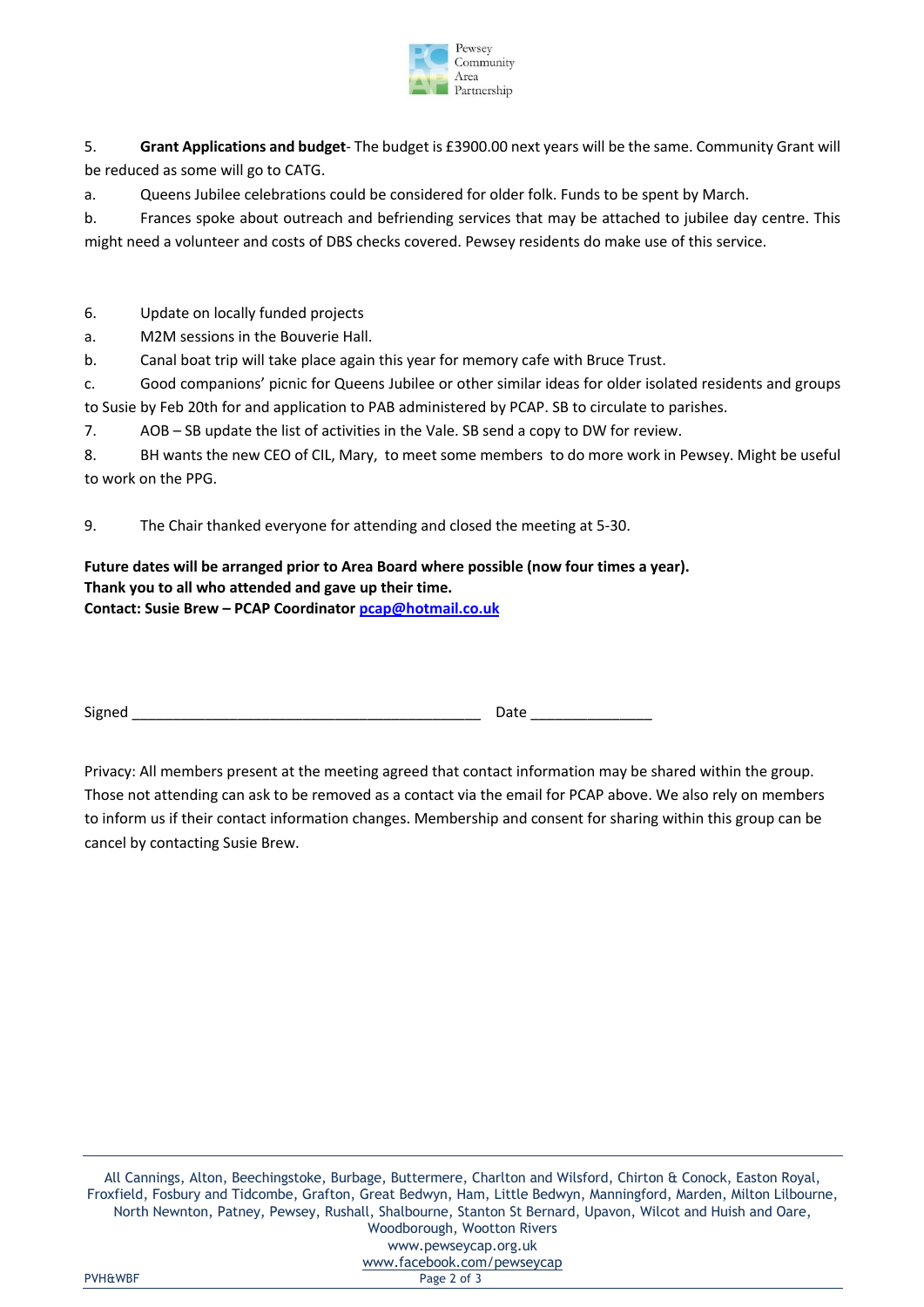5. **Grant Applications and budget**- The budget is £3900.00 next years will be the same. Community Grant will be reduced as some will go to CATG.

a. Queens Jubilee celebrations could be considered for older folk. Funds to be spent by March.

b. Frances spoke about outreach and befriending services that may be attached to jubilee day centre. This might need a volunteer and costs of DBS checks covered. Pewsey residents do make use of this service.

6. Update on locally funded projects

a. M2M sessions in the Bouverie Hall.

b. Canal boat trip will take place again this year for memory cafe with Bruce Trust.

c. Good companions' picnic for Queens Jubilee or other similar ideas for older isolated residents and groups to Susie by Feb 20th for and application to PAB administered by PCAP. SB to circulate to parishes.

7. AOB – SB update the list of activities in the Vale. SB send a copy to DW for review.

8. BH wants the new CEO of CIL, Mary, to meet some members to do more work in Pewsey. Might be useful to work on the PPG.

9. The Chair thanked everyone for attending and closed the meeting at 5-30.

**Future dates will be arranged prior to Area Board where possible (now four times a year).**
**Thank you to all who attended and gave up their time.**
**Contact: Susie Brew – PCAP Coordinator pcap@hotmail.co.uk**

Signed ____________________________________________ Date _______________

Privacy: All members present at the meeting agreed that contact information may be shared within the group. Those not attending can ask to be removed as a contact via the email for PCAP above. We also rely on members to inform us if their contact information changes. Membership and consent for sharing within this group can be cancel by contacting Susie Brew.

All Cannings, Alton, Beechingstoke, Burbage, Buttermere, Charlton and Wilsford, Chirton & Conock, Easton Royal, Froxfield, Fosbury and Tidcombe, Grafton, Great Bedwyn, Ham, Little Bedwyn, Manningford, Marden, Milton Lilbourne, North Newnton, Patney, Pewsey, Rushall, Shalbourne, Stanton St Bernard, Upavon, Wilcot and Huish and Oare, Woodborough, Wootton Rivers
www.pewseycap.org.uk
www.facebook.com/pewseycap